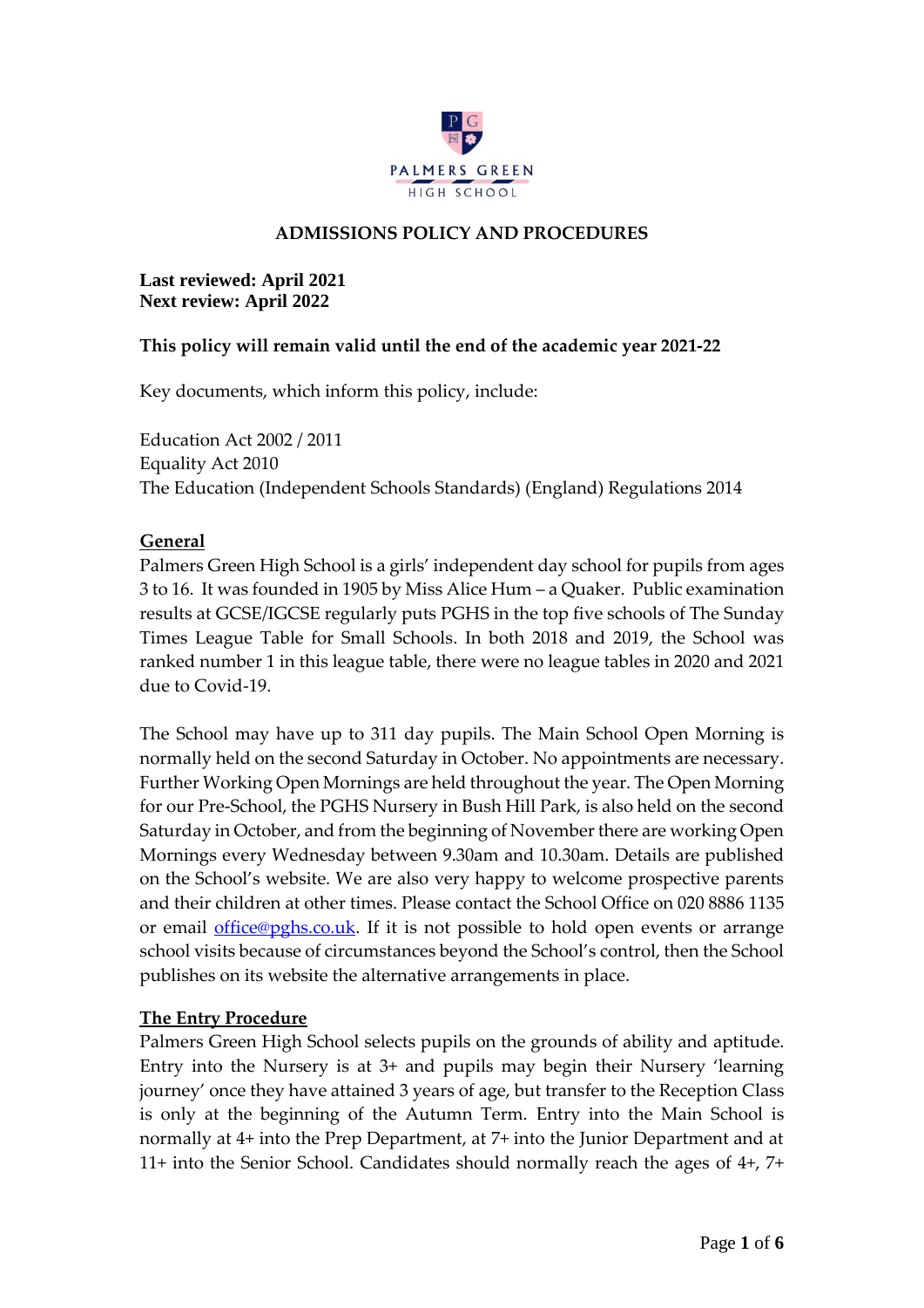PALMERS GREEN HIGH SCHOOL

# ADMISSIONS POLICY AND PROCEDURES

**Last reviewed: April 2021**
**Next review: April 2022**

**This policy will remain valid until the end of the academic year 2021-22**

Key documents, which inform this policy, include:

Education Act 2002 / 2011
Equality Act 2010
The Education (Independent Schools Standards) (England) Regulations 2014

## General

Palmers Green High School is a girls' independent day school for pupils from ages 3 to 16. It was founded in 1905 by Miss Alice Hum – a Quaker. Public examination results at GCSE/IGCSE regularly puts PGHS in the top five schools of The Sunday Times League Table for Small Schools. In both 2018 and 2019, the School was ranked number 1 in this league table, there were no league tables in 2020 and 2021 due to Covid-19.

The School may have up to 311 day pupils. The Main School Open Morning is normally held on the second Saturday in October. No appointments are necessary. Further Working Open Mornings are held throughout the year. The Open Morning for our Pre-School, the PGHS Nursery in Bush Hill Park, is also held on the second Saturday in October, and from the beginning of November there are working Open Mornings every Wednesday between 9.30am and 10.30am. Details are published on the School's website. We are also very happy to welcome prospective parents and their children at other times. Please contact the School Office on 020 8886 1135 or email office@pghs.co.uk. If it is not possible to hold open events or arrange school visits because of circumstances beyond the School's control, then the School publishes on its website the alternative arrangements in place.

## The Entry Procedure

Palmers Green High School selects pupils on the grounds of ability and aptitude. Entry into the Nursery is at 3+ and pupils may begin their Nursery 'learning journey' once they have attained 3 years of age, but transfer to the Reception Class is only at the beginning of the Autumn Term. Entry into the Main School is normally at 4+ into the Prep Department, at 7+ into the Junior Department and at 11+ into the Senior School. Candidates should normally reach the ages of 4+, 7+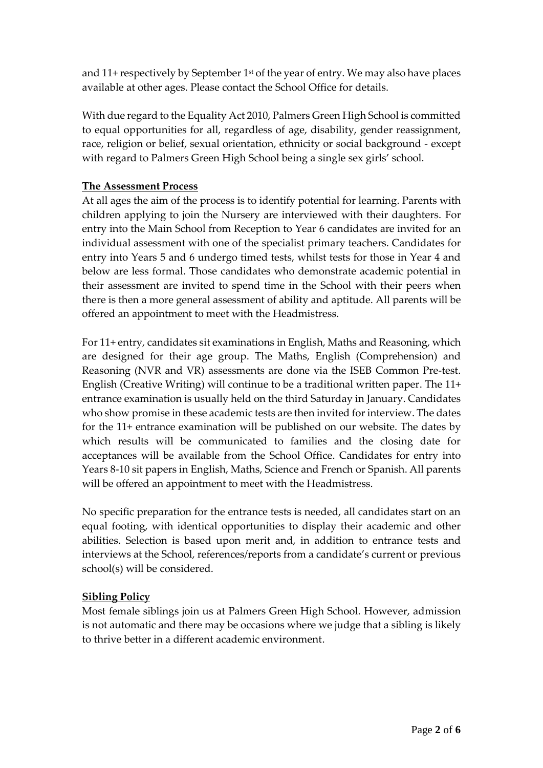and 11+ respectively by September 1st of the year of entry. We may also have places available at other ages. Please contact the School Office for details.

With due regard to the Equality Act 2010, Palmers Green High School is committed to equal opportunities for all, regardless of age, disability, gender reassignment, race, religion or belief, sexual orientation, ethnicity or social background - except with regard to Palmers Green High School being a single sex girls' school.

## The Assessment Process

At all ages the aim of the process is to identify potential for learning. Parents with children applying to join the Nursery are interviewed with their daughters. For entry into the Main School from Reception to Year 6 candidates are invited for an individual assessment with one of the specialist primary teachers. Candidates for entry into Years 5 and 6 undergo timed tests, whilst tests for those in Year 4 and below are less formal. Those candidates who demonstrate academic potential in their assessment are invited to spend time in the School with their peers when there is then a more general assessment of ability and aptitude. All parents will be offered an appointment to meet with the Headmistress.

For 11+ entry, candidates sit examinations in English, Maths and Reasoning, which are designed for their age group. The Maths, English (Comprehension) and Reasoning (NVR and VR) assessments are done via the ISEB Common Pre-test. English (Creative Writing) will continue to be a traditional written paper. The 11+ entrance examination is usually held on the third Saturday in January. Candidates who show promise in these academic tests are then invited for interview. The dates for the 11+ entrance examination will be published on our website. The dates by which results will be communicated to families and the closing date for acceptances will be available from the School Office. Candidates for entry into Years 8-10 sit papers in English, Maths, Science and French or Spanish. All parents will be offered an appointment to meet with the Headmistress.

No specific preparation for the entrance tests is needed, all candidates start on an equal footing, with identical opportunities to display their academic and other abilities. Selection is based upon merit and, in addition to entrance tests and interviews at the School, references/reports from a candidate's current or previous school(s) will be considered.

## Sibling Policy

Most female siblings join us at Palmers Green High School. However, admission is not automatic and there may be occasions where we judge that a sibling is likely to thrive better in a different academic environment.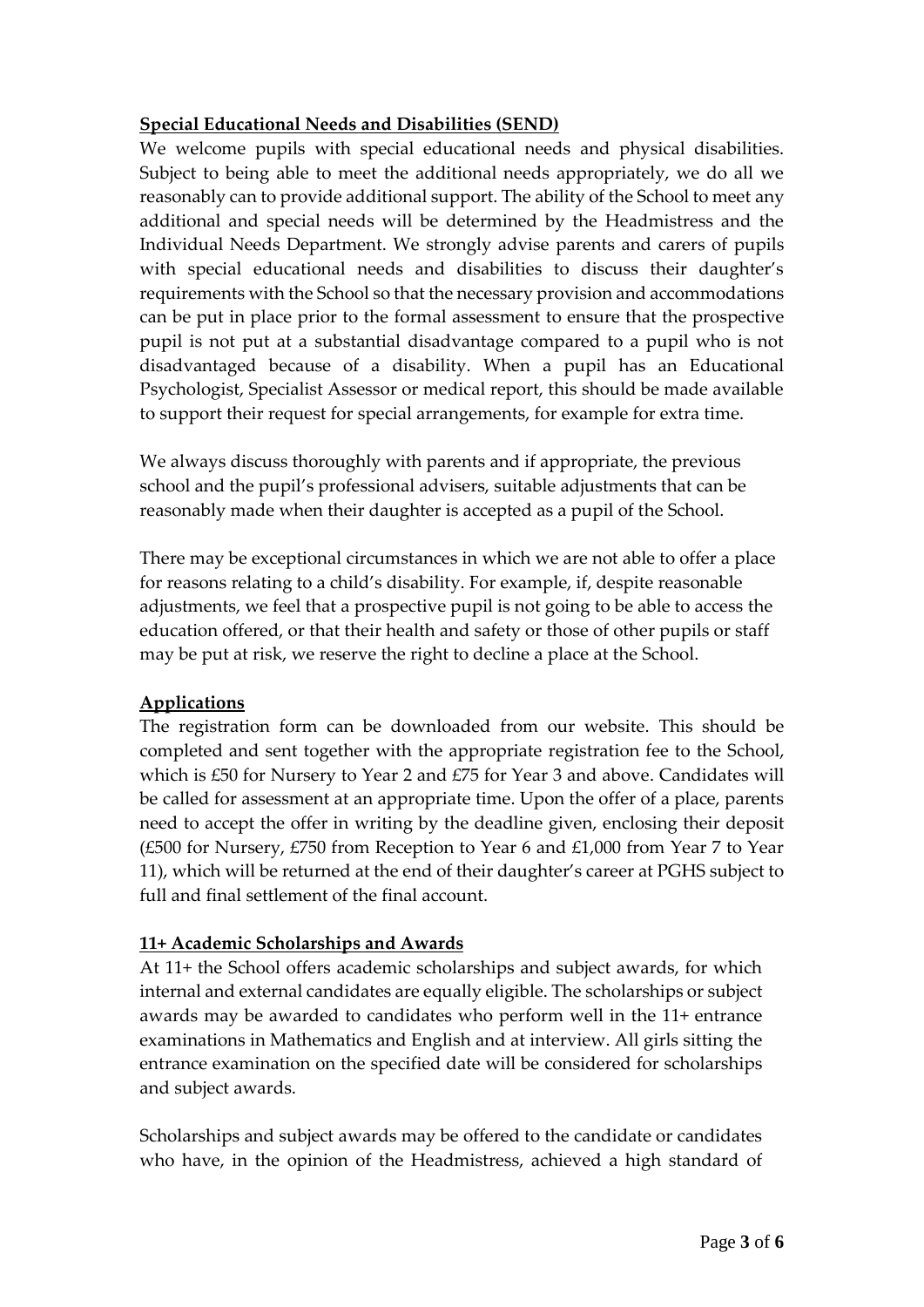## Special Educational Needs and Disabilities (SEND)

We welcome pupils with special educational needs and physical disabilities. Subject to being able to meet the additional needs appropriately, we do all we reasonably can to provide additional support. The ability of the School to meet any additional and special needs will be determined by the Headmistress and the Individual Needs Department. We strongly advise parents and carers of pupils with special educational needs and disabilities to discuss their daughter's requirements with the School so that the necessary provision and accommodations can be put in place prior to the formal assessment to ensure that the prospective pupil is not put at a substantial disadvantage compared to a pupil who is not disadvantaged because of a disability. When a pupil has an Educational Psychologist, Specialist Assessor or medical report, this should be made available to support their request for special arrangements, for example for extra time.

We always discuss thoroughly with parents and if appropriate, the previous school and the pupil's professional advisers, suitable adjustments that can be reasonably made when their daughter is accepted as a pupil of the School.

There may be exceptional circumstances in which we are not able to offer a place for reasons relating to a child's disability. For example, if, despite reasonable adjustments, we feel that a prospective pupil is not going to be able to access the education offered, or that their health and safety or those of other pupils or staff may be put at risk, we reserve the right to decline a place at the School.

## Applications

The registration form can be downloaded from our website. This should be completed and sent together with the appropriate registration fee to the School, which is £50 for Nursery to Year 2 and £75 for Year 3 and above. Candidates will be called for assessment at an appropriate time. Upon the offer of a place, parents need to accept the offer in writing by the deadline given, enclosing their deposit (£500 for Nursery, £750 from Reception to Year 6 and £1,000 from Year 7 to Year 11), which will be returned at the end of their daughter's career at PGHS subject to full and final settlement of the final account.

## 11+ Academic Scholarships and Awards

At 11+ the School offers academic scholarships and subject awards, for which internal and external candidates are equally eligible. The scholarships or subject awards may be awarded to candidates who perform well in the 11+ entrance examinations in Mathematics and English and at interview. All girls sitting the entrance examination on the specified date will be considered for scholarships and subject awards.

Scholarships and subject awards may be offered to the candidate or candidates who have, in the opinion of the Headmistress, achieved a high standard of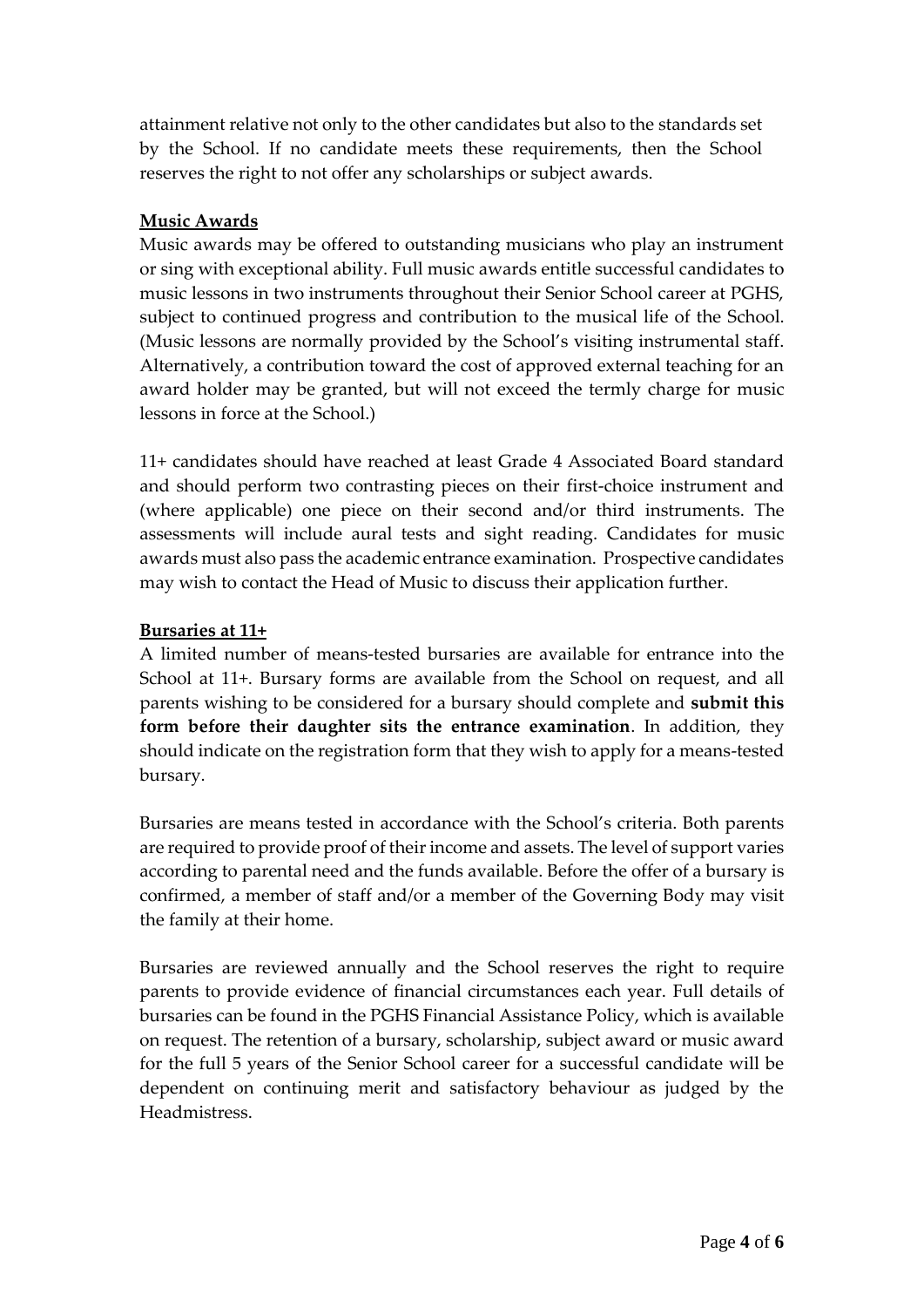attainment relative not only to the other candidates but also to the standards set by the School. If no candidate meets these requirements, then the School reserves the right to not offer any scholarships or subject awards.

**Music Awards**

Music awards may be offered to outstanding musicians who play an instrument or sing with exceptional ability. Full music awards entitle successful candidates to music lessons in two instruments throughout their Senior School career at PGHS, subject to continued progress and contribution to the musical life of the School. (Music lessons are normally provided by the School's visiting instrumental staff. Alternatively, a contribution toward the cost of approved external teaching for an award holder may be granted, but will not exceed the termly charge for music lessons in force at the School.)

11+ candidates should have reached at least Grade 4 Associated Board standard and should perform two contrasting pieces on their first-choice instrument and (where applicable) one piece on their second and/or third instruments. The assessments will include aural tests and sight reading. Candidates for music awards must also pass the academic entrance examination. Prospective candidates may wish to contact the Head of Music to discuss their application further.

**Bursaries at 11+**

A limited number of means-tested bursaries are available for entrance into the School at 11+. Bursary forms are available from the School on request, and all parents wishing to be considered for a bursary should complete and **submit this form before their daughter sits the entrance examination**. In addition, they should indicate on the registration form that they wish to apply for a means-tested bursary.

Bursaries are means tested in accordance with the School's criteria. Both parents are required to provide proof of their income and assets. The level of support varies according to parental need and the funds available. Before the offer of a bursary is confirmed, a member of staff and/or a member of the Governing Body may visit the family at their home.

Bursaries are reviewed annually and the School reserves the right to require parents to provide evidence of financial circumstances each year. Full details of bursaries can be found in the PGHS Financial Assistance Policy, which is available on request. The retention of a bursary, scholarship, subject award or music award for the full 5 years of the Senior School career for a successful candidate will be dependent on continuing merit and satisfactory behaviour as judged by the Headmistress.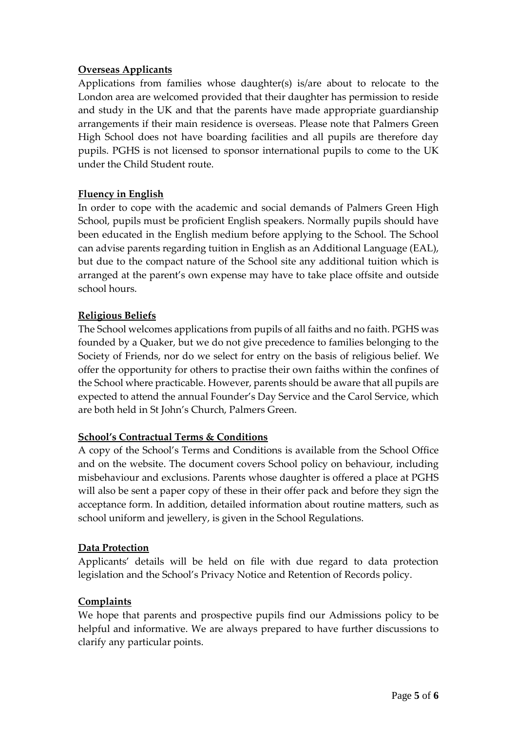**Overseas Applicants**

Applications from families whose daughter(s) is/are about to relocate to the London area are welcomed provided that their daughter has permission to reside and study in the UK and that the parents have made appropriate guardianship arrangements if their main residence is overseas. Please note that Palmers Green High School does not have boarding facilities and all pupils are therefore day pupils. PGHS is not licensed to sponsor international pupils to come to the UK under the Child Student route.

**Fluency in English**

In order to cope with the academic and social demands of Palmers Green High School, pupils must be proficient English speakers. Normally pupils should have been educated in the English medium before applying to the School. The School can advise parents regarding tuition in English as an Additional Language (EAL), but due to the compact nature of the School site any additional tuition which is arranged at the parent's own expense may have to take place offsite and outside school hours.

**Religious Beliefs**

The School welcomes applications from pupils of all faiths and no faith. PGHS was founded by a Quaker, but we do not give precedence to families belonging to the Society of Friends, nor do we select for entry on the basis of religious belief. We offer the opportunity for others to practise their own faiths within the confines of the School where practicable. However, parents should be aware that all pupils are expected to attend the annual Founder's Day Service and the Carol Service, which are both held in St John's Church, Palmers Green.

**School's Contractual Terms & Conditions**

A copy of the School's Terms and Conditions is available from the School Office and on the website. The document covers School policy on behaviour, including misbehaviour and exclusions. Parents whose daughter is offered a place at PGHS will also be sent a paper copy of these in their offer pack and before they sign the acceptance form. In addition, detailed information about routine matters, such as school uniform and jewellery, is given in the School Regulations.

**Data Protection**

Applicants' details will be held on file with due regard to data protection legislation and the School's Privacy Notice and Retention of Records policy.

**Complaints**

We hope that parents and prospective pupils find our Admissions policy to be helpful and informative. We are always prepared to have further discussions to clarify any particular points.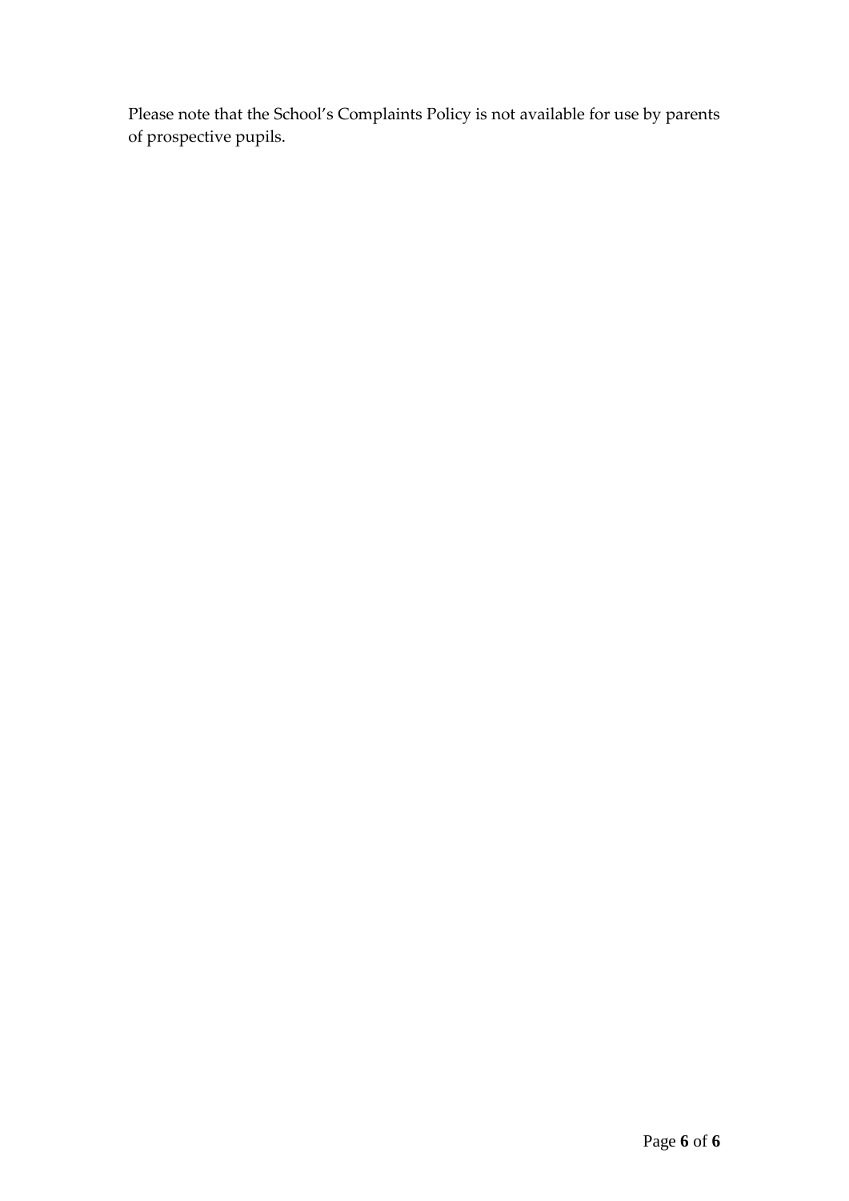Please note that the School's Complaints Policy is not available for use by parents of prospective pupils.